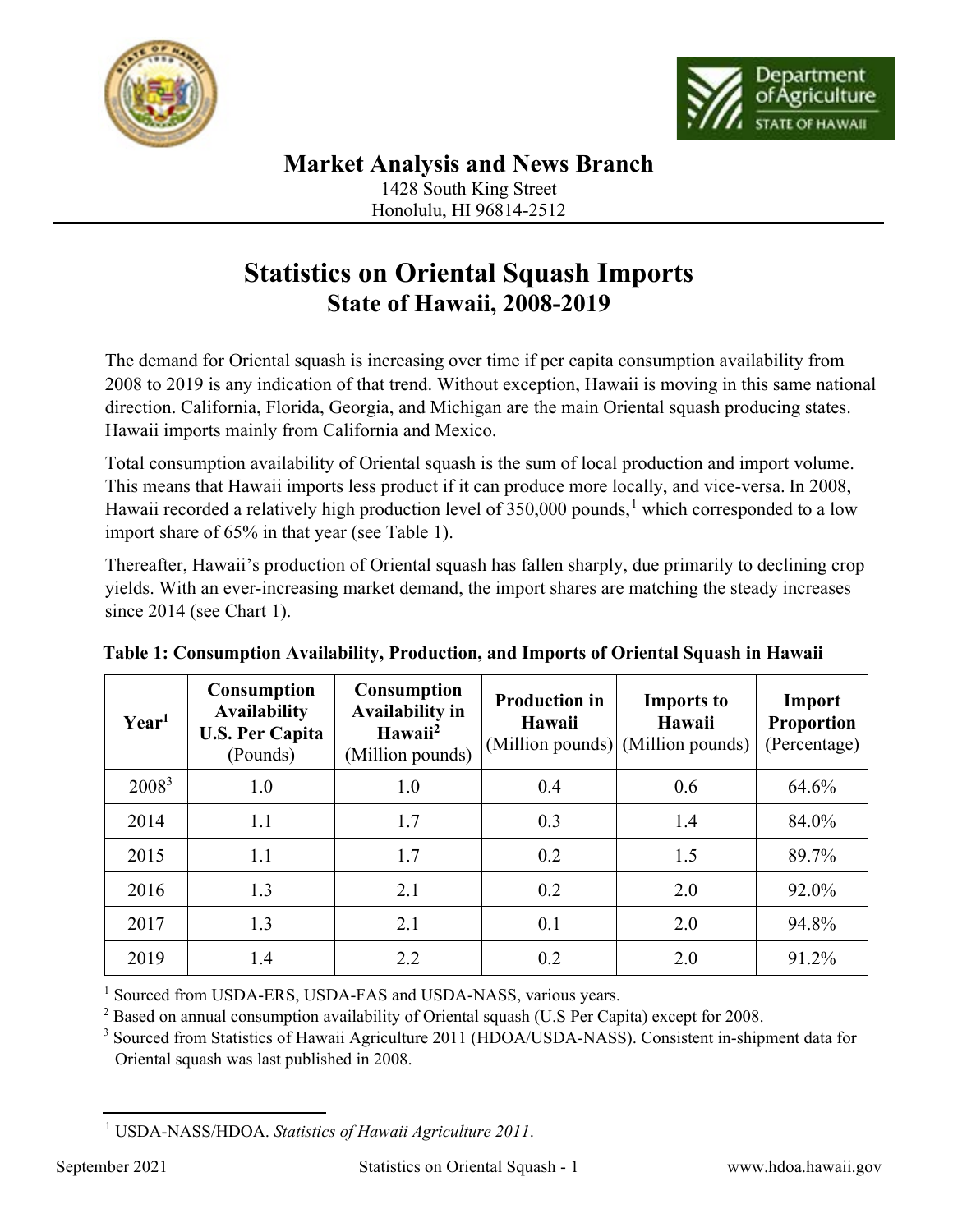## Market Analysis and News Branch

1428 South King Street
Honolulu, HI 96814-2512

# Statistics on Oriental Squash Imports
## State of Hawaii, 2008-2019

The demand for Oriental squash is increasing over time if per capita consumption availability from 2008 to 2019 is any indication of that trend. Without exception, Hawaii is moving in this same national direction. California, Florida, Georgia, and Michigan are the main Oriental squash producing states. Hawaii imports mainly from California and Mexico.

Total consumption availability of Oriental squash is the sum of local production and import volume. This means that Hawaii imports less product if it can produce more locally, and vice-versa. In 2008, Hawaii recorded a relatively high production level of 350,000 pounds,[1] which corresponded to a low import share of 65% in that year (see Table 1).

Thereafter, Hawaii's production of Oriental squash has fallen sharply, due primarily to declining crop yields. With an ever-increasing market demand, the import shares are matching the steady increases since 2014 (see Chart 1).

**Table 1: Consumption Availability, Production, and Imports of Oriental Squash in Hawaii**

| Year[1] | Consumption Availability U.S. Per Capita (Pounds) | Consumption Availability in Hawaii[2] (Million pounds) | Production in Hawaii (Million pounds) | Imports to Hawaii (Million pounds) | Import Proportion (Percentage) |
|---|---|---|---|---|---|
| 2008[3] | 1.0 | 1.0 | 0.4 | 0.6 | 64.6% |
| 2014 | 1.1 | 1.7 | 0.3 | 1.4 | 84.0% |
| 2015 | 1.1 | 1.7 | 0.2 | 1.5 | 89.7% |
| 2016 | 1.3 | 2.1 | 0.2 | 2.0 | 92.0% |
| 2017 | 1.3 | 2.1 | 0.1 | 2.0 | 94.8% |
| 2019 | 1.4 | 2.2 | 0.2 | 2.0 | 91.2% |

[1] Sourced from USDA-ERS, USDA-FAS and USDA-NASS, various years.
[2] Based on annual consumption availability of Oriental squash (U.S Per Capita) except for 2008.
[3] Sourced from Statistics of Hawaii Agriculture 2011 (HDOA/USDA-NASS). Consistent in-shipment data for Oriental squash was last published in 2008.

---

[1] USDA-NASS/HDOA. *Statistics of Hawaii Agriculture 2011*.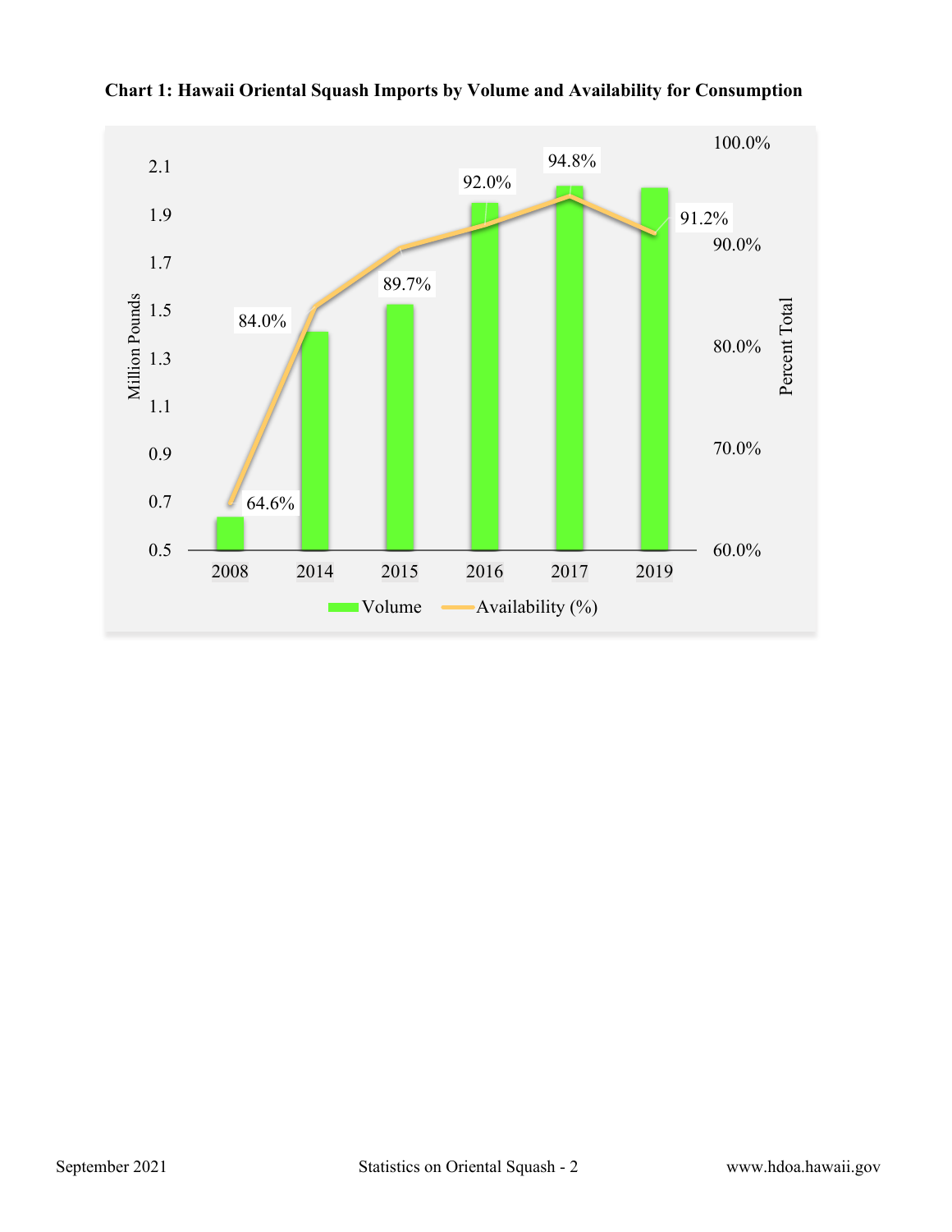**Chart 1: Hawaii Oriental Squash Imports by Volume and Availability for Consumption**

Million Pounds

2.1
1.9
1.7
1.5
1.3
1.1
0.9
0.7
0.5

Percent Total

100.0%
90.0%
80.0%
70.0%
60.0%

2008
2014
2015
2016
2017
2019

64.6%
84.0%
89.7%
92.0%
94.8%
91.2%

Volume
Availability (%)